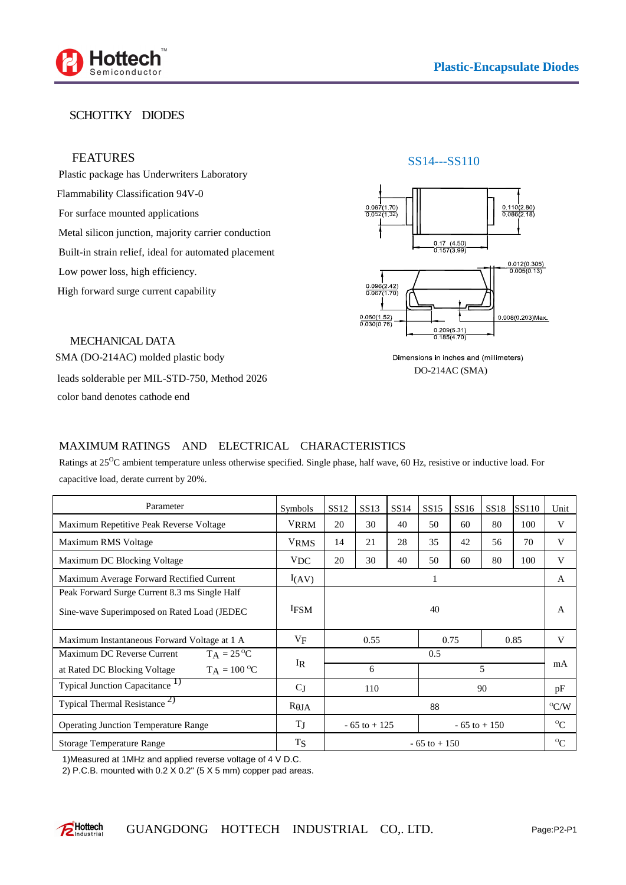Plastic-Encapsulate Diodes

# SCHOTTKY DIODES

## FEATURES

Plastic package has Underwriters Laboratory

Flammability Classification 94V-0

For surface mounted applications

Metal silicon junction, majority carrier conduction

Built-in strain relief, ideal for automated placement

Low power loss, high efficiency.

High forward surge current capability

## SS14---SS110

0.067(1.70)
0.052(1.32)

0.110(2.80)
0.086(2.18)

0.17 (4.50)
0.157(3.99)

0.012(0.305)
0.005(0.13)

0.096(2.42)
0.067(1.70)

0.060(1.52)
0.030(0.76)

0.008(0.203)Max.

0.209(5.31)
0.185(4.70)

Dimensions in inches and (millimeters)

DO-214AC (SMA)

## MECHANICAL DATA

SMA (DO-214AC) molded plastic body

leads solderable per MIL-STD-750, Method 2026

color band denotes cathode end

## MAXIMUM RATINGS AND ELECTRICAL CHARACTERISTICS

Ratings at 25°C ambient temperature unless otherwise specified. Single phase, half wave, 60 Hz, resistive or inductive load. For capacitive load, derate current by 20%.

| Parameter | | Symbols | SS12 | SS13 | SS14 | SS15 | SS16 | SS18 | SS110 | Unit |
|---|---|---|---|---|---|---|---|---|---|---|
| Maximum Repetitive Peak Reverse Voltage | | $V_{RRM}$ | 20 | 30 | 40 | 50 | 60 | 80 | 100 | V |
| Maximum RMS Voltage | | $V_{RMS}$ | 14 | 21 | 28 | 35 | 42 | 56 | 70 | V |
| Maximum DC Blocking Voltage | | $V_{DC}$ | 20 | 30 | 40 | 50 | 60 | 80 | 100 | V |
| Maximum Average Forward Rectified Current | | $I_{(AV)}$ | 1 | | | | | | | A |
| Peak Forward Surge Current 8.3 ms Single Half Sine-wave Superimposed on Rated Load (JEDEC | | $I_{FSM}$ | 40 | | | | | | | A |
| Maximum Instantaneous Forward Voltage at 1 A | | $V_F$ | 0.55 | | | 0.75 | | 0.85 | | V |
| Maximum DC Reverse Current | $T_A$ = 25 °C | $I_R$ | 0.5 | | | | | | | mA |
| at Rated DC Blocking Voltage | $T_A$ = 100 °C | | 6 | | | 5 | | | | |
| Typical Junction Capacitance 1) | | $C_J$ | 110 | | | 90 | | | | pF |
| Typical Thermal Resistance 2) | | $R_{\theta JA}$ | 88 | | | | | | | °C/W |
| Operating Junction Temperature Range | | $T_J$ | - 65 to + 125 | | | - 65 to + 150 | | | | °C |
| Storage Temperature Range | | $T_S$ | - 65 to + 150 | | | | | | | °C |

1)Measured at 1MHz and applied reverse voltage of 4 V D.C.

2) P.C.B. mounted with 0.2 X 0.2" (5 X 5 mm) copper pad areas.

GUANGDONG HOTTECH INDUSTRIAL CO,. LTD.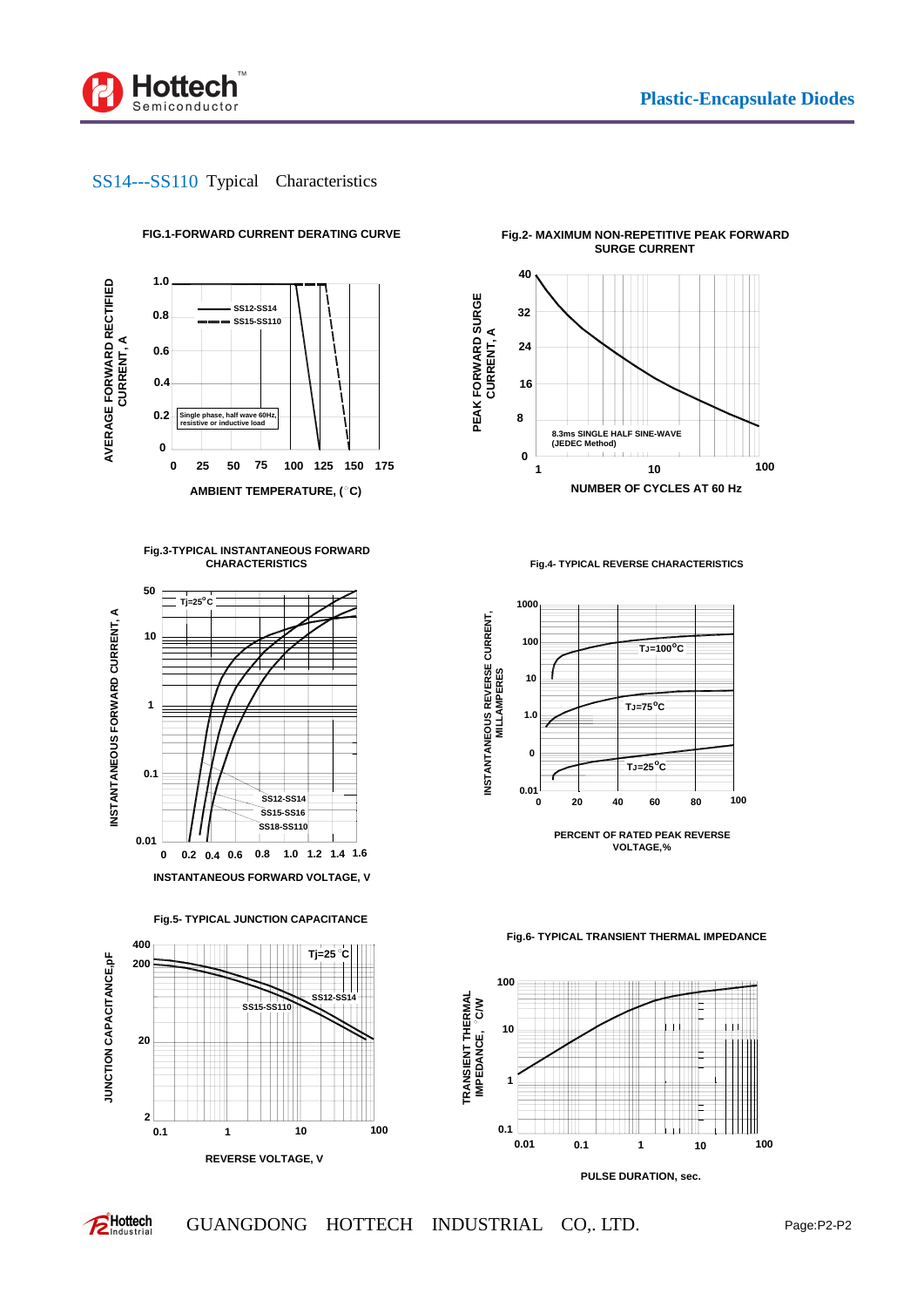## SS14---SS110 Typical Characteristics

FIG.1-FORWARD CURRENT DERATING CURVE

AVERAGE FORWARD RECTIFIED CURRENT, A

1.0
0.8
0.6
0.4
0.2
0

SS12-SS14
SS15-SS110

Single phase, half wave 60Hz, resistive or inductive load

0 25 50 75 100 125 150 175

AMBIENT TEMPERATURE, (°C)

Fig.2- MAXIMUM NON-REPETITIVE PEAK FORWARD SURGE CURRENT

PEAK FORWARD SURGE CURRENT, A

40
32
24
16
8
0

8.3ms SINGLE HALF SINE-WAVE (JEDEC Method)

1 10 100

NUMBER OF CYCLES AT 60 Hz

Fig.3-TYPICAL INSTANTANEOUS FORWARD CHARACTERISTICS

INSTANTANEOUS FORWARD CURRENT, A

50
10
1
0.1
0.01

Tj=25°C

SS12-SS14
SS15-SS16
SS18-SS110

0 0.2 0.4 0.6 0.8 1.0 1.2 1.4 1.6

INSTANTANEOUS FORWARD VOLTAGE, V

Fig.4- TYPICAL REVERSE CHARACTERISTICS

INSTANTANEOUS REVERSE CURRENT, MILLAMPERES

1000
100
10
1.0
0
0.01

TJ=100°C
TJ=75°C
TJ=25°C

0 20 40 60 80 100

PERCENT OF RATED PEAK REVERSE VOLTAGE,%

Fig.5- TYPICAL JUNCTION CAPACITANCE

JUNCTION CAPACITANCE,pF

400
200
20
2

Tj=25°C

SS12-SS14
SS15-SS110

0.1 1 10 100

REVERSE VOLTAGE, V

Fig.6- TYPICAL TRANSIENT THERMAL IMPEDANCE

TRANSIENT THERMAL IMPEDANCE, °C/W

100
10
1
0.1

0.01 0.1 1 10 100

PULSE DURATION, sec.

GUANGDONG HOTTECH INDUSTRIAL CO,. LTD.